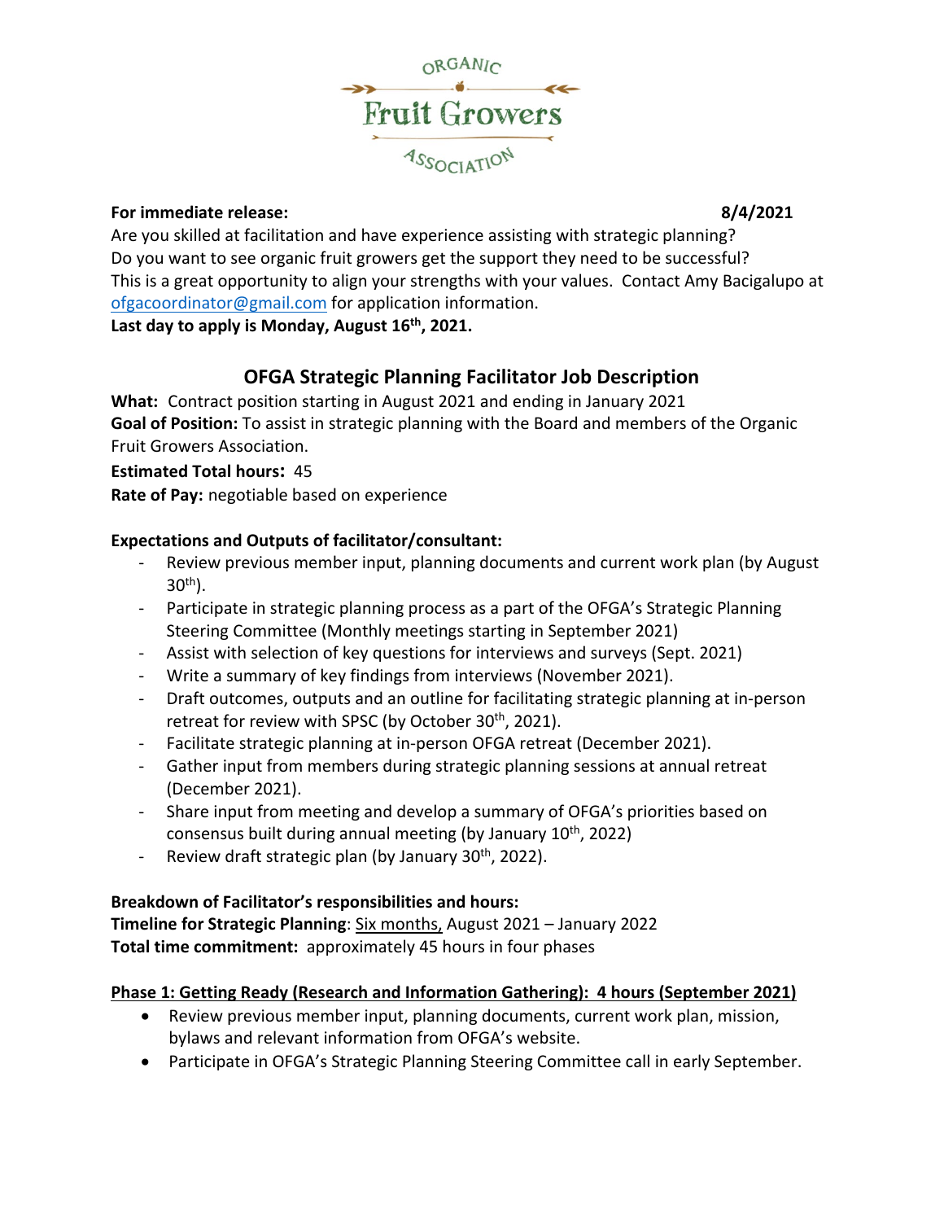ORGANIC Fruit Growers ASSOCIATION

**For immediate release:** **8/4/2021**

Are you skilled at facilitation and have experience assisting with strategic planning?
Do you want to see organic fruit growers get the support they need to be successful?
This is a great opportunity to align your strengths with your values. Contact Amy Bacigalupo at ofgacoordinator@gmail.com for application information.
**Last day to apply is Monday, August 16th, 2021.**

## OFGA Strategic Planning Facilitator Job Description

**What:** Contract position starting in August 2021 and ending in January 2021
**Goal of Position:** To assist in strategic planning with the Board and members of the Organic Fruit Growers Association.
**Estimated Total hours:** 45
**Rate of Pay:** negotiable based on experience

**Expectations and Outputs of facilitator/consultant:**

- Review previous member input, planning documents and current work plan (by August 30th).
- Participate in strategic planning process as a part of the OFGA's Strategic Planning Steering Committee (Monthly meetings starting in September 2021)
- Assist with selection of key questions for interviews and surveys (Sept. 2021)
- Write a summary of key findings from interviews (November 2021).
- Draft outcomes, outputs and an outline for facilitating strategic planning at in-person retreat for review with SPSC (by October 30th, 2021).
- Facilitate strategic planning at in-person OFGA retreat (December 2021).
- Gather input from members during strategic planning sessions at annual retreat (December 2021).
- Share input from meeting and develop a summary of OFGA's priorities based on consensus built during annual meeting (by January 10th, 2022)
- Review draft strategic plan (by January 30th, 2022).

**Breakdown of Facilitator's responsibilities and hours:**
**Timeline for Strategic Planning**: Six months, August 2021 – January 2022
**Total time commitment:** approximately 45 hours in four phases

**Phase 1: Getting Ready (Research and Information Gathering): 4 hours (September 2021)**

- Review previous member input, planning documents, current work plan, mission, bylaws and relevant information from OFGA's website.
- Participate in OFGA's Strategic Planning Steering Committee call in early September.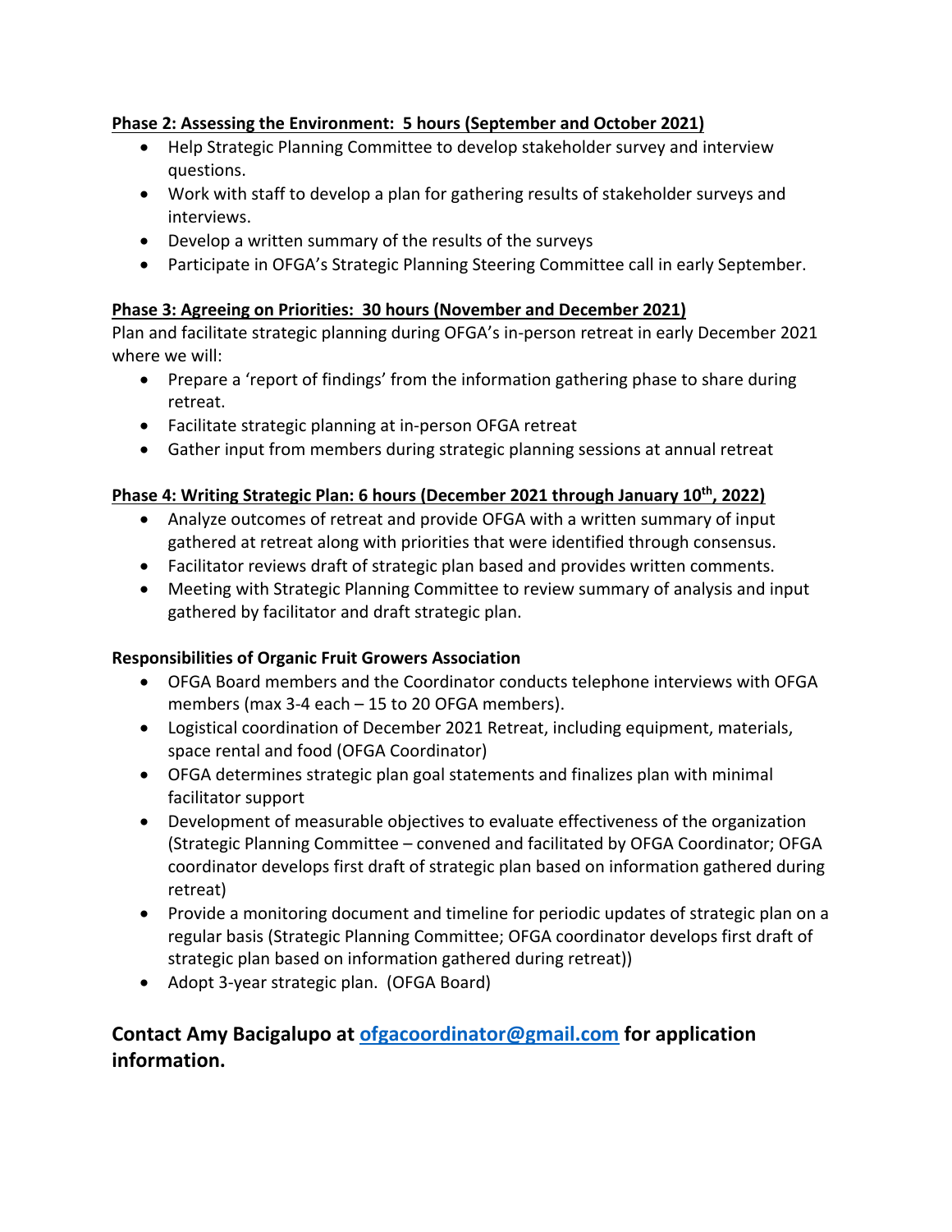**Phase 2: Assessing the Environment: 5 hours (September and October 2021)**

- Help Strategic Planning Committee to develop stakeholder survey and interview questions.
- Work with staff to develop a plan for gathering results of stakeholder surveys and interviews.
- Develop a written summary of the results of the surveys
- Participate in OFGA's Strategic Planning Steering Committee call in early September.

**Phase 3: Agreeing on Priorities: 30 hours (November and December 2021)**

Plan and facilitate strategic planning during OFGA's in-person retreat in early December 2021 where we will:

- Prepare a 'report of findings' from the information gathering phase to share during retreat.
- Facilitate strategic planning at in-person OFGA retreat
- Gather input from members during strategic planning sessions at annual retreat

**Phase 4: Writing Strategic Plan: 6 hours (December 2021 through January 10th, 2022)**

- Analyze outcomes of retreat and provide OFGA with a written summary of input gathered at retreat along with priorities that were identified through consensus.
- Facilitator reviews draft of strategic plan based and provides written comments.
- Meeting with Strategic Planning Committee to review summary of analysis and input gathered by facilitator and draft strategic plan.

**Responsibilities of Organic Fruit Growers Association**

- OFGA Board members and the Coordinator conducts telephone interviews with OFGA members (max 3-4 each – 15 to 20 OFGA members).
- Logistical coordination of December 2021 Retreat, including equipment, materials, space rental and food (OFGA Coordinator)
- OFGA determines strategic plan goal statements and finalizes plan with minimal facilitator support
- Development of measurable objectives to evaluate effectiveness of the organization (Strategic Planning Committee – convened and facilitated by OFGA Coordinator; OFGA coordinator develops first draft of strategic plan based on information gathered during retreat)
- Provide a monitoring document and timeline for periodic updates of strategic plan on a regular basis (Strategic Planning Committee; OFGA coordinator develops first draft of strategic plan based on information gathered during retreat))
- Adopt 3-year strategic plan. (OFGA Board)

## Contact Amy Bacigalupo at ofgacoordinator@gmail.com for application information.